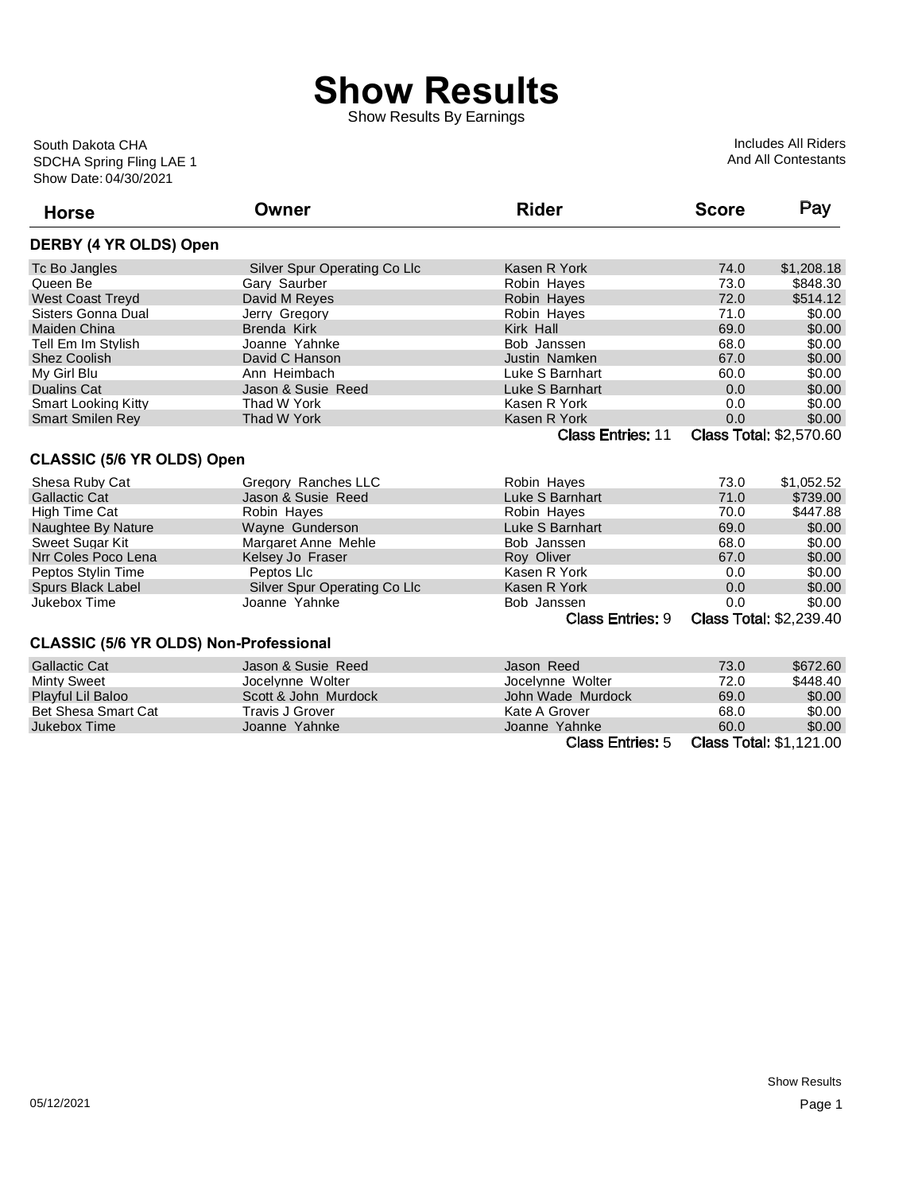# Show Results

Show Results By Earnings

South Dakota CHA
SDCHA Spring Fling LAE 1
Show Date: 04/30/2021

Includes All Riders
And All Contestants

## DERBY (4 YR OLDS) Open

| Horse | Owner | Rider | Score | Pay |
|---|---|---|---|---|
| Tc Bo Jangles | Silver Spur Operating Co Llc | Kasen R York | 74.0 | $1,208.18 |
| Queen Be | Gary Saurber | Robin Hayes | 73.0 | $848.30 |
| West Coast Treyd | David M Reyes | Robin Hayes | 72.0 | $514.12 |
| Sisters Gonna Dual | Jerry Gregory | Robin Hayes | 71.0 | $0.00 |
| Maiden China | Brenda Kirk | Kirk Hall | 69.0 | $0.00 |
| Tell Em Im Stylish | Joanne Yahnke | Bob Janssen | 68.0 | $0.00 |
| Shez Coolish | David C Hanson | Justin Namken | 67.0 | $0.00 |
| My Girl Blu | Ann Heimbach | Luke S Barnhart | 60.0 | $0.00 |
| Dualins Cat | Jason & Susie Reed | Luke S Barnhart | 0.0 | $0.00 |
| Smart Looking Kitty | Thad W York | Kasen R York | 0.0 | $0.00 |
| Smart Smilen Rey | Thad W York | Kasen R York | 0.0 | $0.00 |

Class Entries: 11 Class Total: $2,570.60

## CLASSIC (5/6 YR OLDS) Open

| Horse | Owner | Rider | Score | Pay |
|---|---|---|---|---|
| Shesa Ruby Cat | Gregory Ranches LLC | Robin Hayes | 73.0 | $1,052.52 |
| Gallactic Cat | Jason & Susie Reed | Luke S Barnhart | 71.0 | $739.00 |
| High Time Cat | Robin Hayes | Robin Hayes | 70.0 | $447.88 |
| Naughtee By Nature | Wayne Gunderson | Luke S Barnhart | 69.0 | $0.00 |
| Sweet Sugar Kit | Margaret Anne Mehle | Bob Janssen | 68.0 | $0.00 |
| Nrr Coles Poco Lena | Kelsey Jo Fraser | Roy Oliver | 67.0 | $0.00 |
| Peptos Stylin Time | Peptos Llc | Kasen R York | 0.0 | $0.00 |
| Spurs Black Label | Silver Spur Operating Co Llc | Kasen R York | 0.0 | $0.00 |
| Jukebox Time | Joanne Yahnke | Bob Janssen | 0.0 | $0.00 |

Class Entries: 9 Class Total: $2,239.40

## CLASSIC (5/6 YR OLDS) Non-Professional

| Horse | Owner | Rider | Score | Pay |
|---|---|---|---|---|
| Gallactic Cat | Jason & Susie Reed | Jason Reed | 73.0 | $672.60 |
| Minty Sweet | Jocelynne Wolter | Jocelynne Wolter | 72.0 | $448.40 |
| Playful Lil Baloo | Scott & John Murdock | John Wade Murdock | 69.0 | $0.00 |
| Bet Shesa Smart Cat | Travis J Grover | Kate A Grover | 68.0 | $0.00 |
| Jukebox Time | Joanne Yahnke | Joanne Yahnke | 60.0 | $0.00 |

Class Entries: 5 Class Total: $1,121.00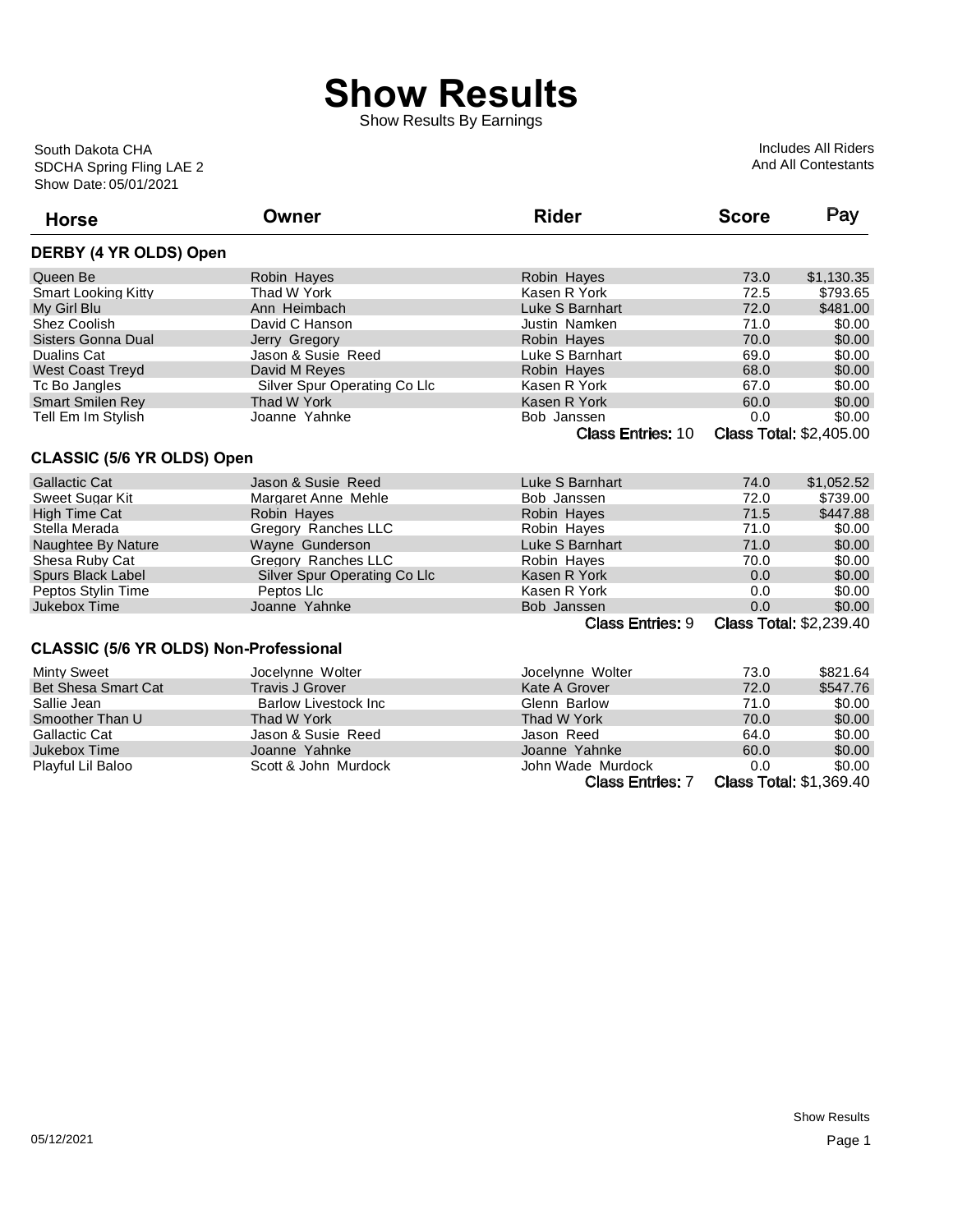# Show Results

Show Results By Earnings

South Dakota CHA
SDCHA Spring Fling LAE 2
Show Date: 05/01/2021

Includes All Riders
And All Contestants

## DERBY (4 YR OLDS) Open

| Horse | Owner | Rider | Score | Pay |
|---|---|---|---|---|
| Queen Be | Robin Hayes | Robin Hayes | 73.0 | $1,130.35 |
| Smart Looking Kitty | Thad W York | Kasen R York | 72.5 | $793.65 |
| My Girl Blu | Ann Heimbach | Luke S Barnhart | 72.0 | $481.00 |
| Shez Coolish | David C Hanson | Justin Namken | 71.0 | $0.00 |
| Sisters Gonna Dual | Jerry Gregory | Robin Hayes | 70.0 | $0.00 |
| Dualins Cat | Jason & Susie Reed | Luke S Barnhart | 69.0 | $0.00 |
| West Coast Treyd | David M Reyes | Robin Hayes | 68.0 | $0.00 |
| Tc Bo Jangles | Silver Spur Operating Co Llc | Kasen R York | 67.0 | $0.00 |
| Smart Smilen Rey | Thad W York | Kasen R York | 60.0 | $0.00 |
| Tell Em Im Stylish | Joanne Yahnke | Bob Janssen | 0.0 | $0.00 |

Class Entries: 10 Class Total: $2,405.00

## CLASSIC (5/6 YR OLDS) Open

| Horse | Owner | Rider | Score | Pay |
|---|---|---|---|---|
| Gallactic Cat | Jason & Susie Reed | Luke S Barnhart | 74.0 | $1,052.52 |
| Sweet Sugar Kit | Margaret Anne Mehle | Bob Janssen | 72.0 | $739.00 |
| High Time Cat | Robin Hayes | Robin Hayes | 71.5 | $447.88 |
| Stella Merada | Gregory Ranches LLC | Robin Hayes | 71.0 | $0.00 |
| Naughtee By Nature | Wayne Gunderson | Luke S Barnhart | 71.0 | $0.00 |
| Shesa Ruby Cat | Gregory Ranches LLC | Robin Hayes | 70.0 | $0.00 |
| Spurs Black Label | Silver Spur Operating Co Llc | Kasen R York | 0.0 | $0.00 |
| Peptos Stylin Time | Peptos Llc | Kasen R York | 0.0 | $0.00 |
| Jukebox Time | Joanne Yahnke | Bob Janssen | 0.0 | $0.00 |

Class Entries: 9 Class Total: $2,239.40

## CLASSIC (5/6 YR OLDS) Non-Professional

| Horse | Owner | Rider | Score | Pay |
|---|---|---|---|---|
| Minty Sweet | Jocelynne Wolter | Jocelynne Wolter | 73.0 | $821.64 |
| Bet Shesa Smart Cat | Travis J Grover | Kate A Grover | 72.0 | $547.76 |
| Sallie Jean | Barlow Livestock Inc | Glenn Barlow | 71.0 | $0.00 |
| Smoother Than U | Thad W York | Thad W York | 70.0 | $0.00 |
| Gallactic Cat | Jason & Susie Reed | Jason Reed | 64.0 | $0.00 |
| Jukebox Time | Joanne Yahnke | Joanne Yahnke | 60.0 | $0.00 |
| Playful Lil Baloo | Scott & John Murdock | John Wade Murdock | 0.0 | $0.00 |

Class Entries: 7 Class Total: $1,369.40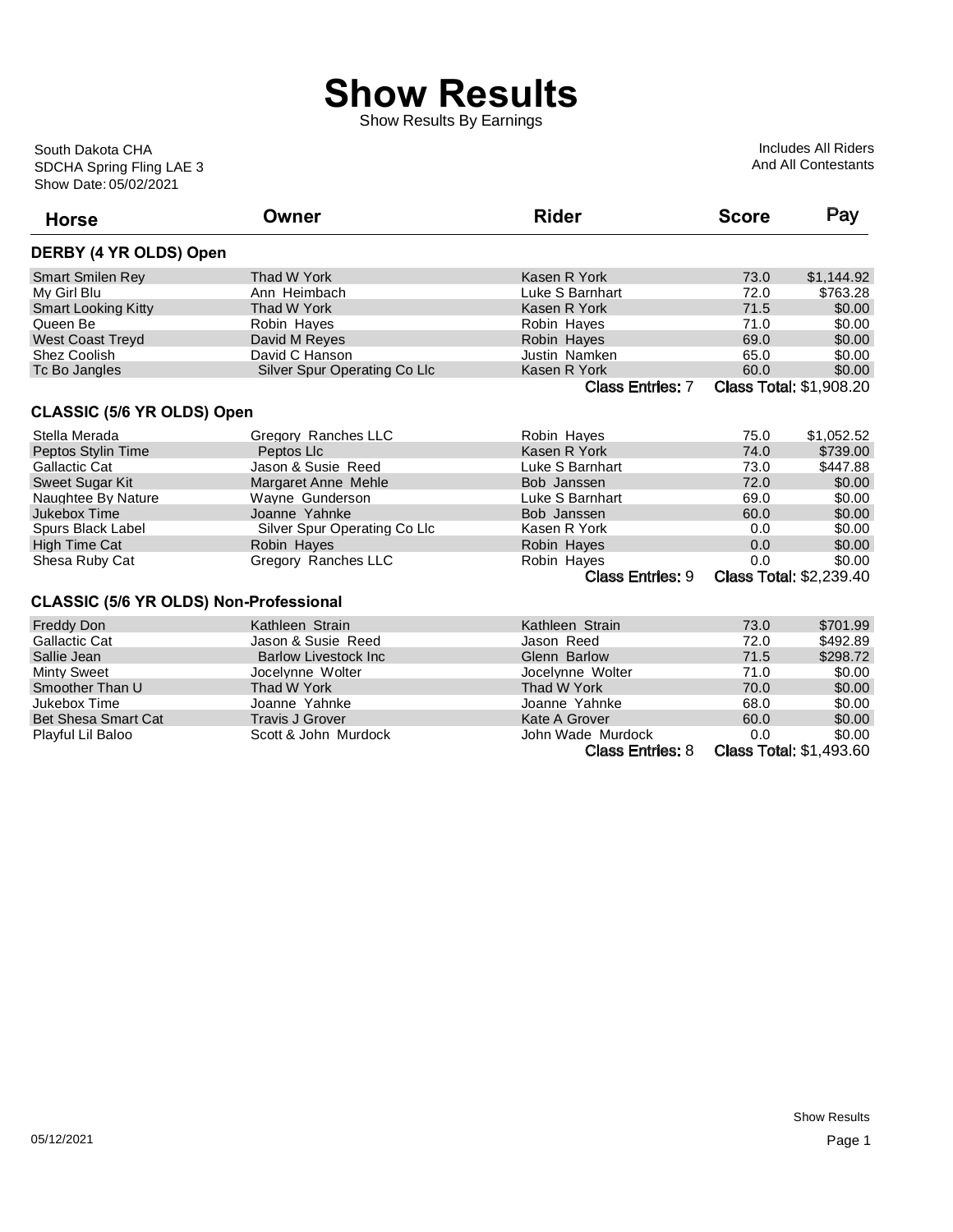# Show Results

Show Results By Earnings

South Dakota CHA
SDCHA Spring Fling LAE 3
Show Date: 05/02/2021

Includes All Riders
And All Contestants

### DERBY (4 YR OLDS) Open

| Horse | Owner | Rider | Score | Pay |
|---|---|---|---|---|
| Smart Smilen Rey | Thad W York | Kasen R York | 73.0 | $1,144.92 |
| My Girl Blu | Ann Heimbach | Luke S Barnhart | 72.0 | $763.28 |
| Smart Looking Kitty | Thad W York | Kasen R York | 71.5 | $0.00 |
| Queen Be | Robin Hayes | Robin Hayes | 71.0 | $0.00 |
| West Coast Treyd | David M Reyes | Robin Hayes | 69.0 | $0.00 |
| Shez Coolish | David C Hanson | Justin Namken | 65.0 | $0.00 |
| Tc Bo Jangles | Silver Spur Operating Co Llc | Kasen R York | 60.0 | $0.00 |
| | | Class Entries: 7 | Class Total: $1,908.20 | |

### CLASSIC (5/6 YR OLDS) Open

| Horse | Owner | Rider | Score | Pay |
|---|---|---|---|---|
| Stella Merada | Gregory Ranches LLC | Robin Hayes | 75.0 | $1,052.52 |
| Peptos Stylin Time | Peptos Llc | Kasen R York | 74.0 | $739.00 |
| Gallactic Cat | Jason & Susie Reed | Luke S Barnhart | 73.0 | $447.88 |
| Sweet Sugar Kit | Margaret Anne Mehle | Bob Janssen | 72.0 | $0.00 |
| Naughtee By Nature | Wayne Gunderson | Luke S Barnhart | 69.0 | $0.00 |
| Jukebox Time | Joanne Yahnke | Bob Janssen | 60.0 | $0.00 |
| Spurs Black Label | Silver Spur Operating Co Llc | Kasen R York | 0.0 | $0.00 |
| High Time Cat | Robin Hayes | Robin Hayes | 0.0 | $0.00 |
| Shesa Ruby Cat | Gregory Ranches LLC | Robin Hayes | 0.0 | $0.00 |
| | | Class Entries: 9 | Class Total: $2,239.40 | |

### CLASSIC (5/6 YR OLDS) Non-Professional

| Horse | Owner | Rider | Score | Pay |
|---|---|---|---|---|
| Freddy Don | Kathleen Strain | Kathleen Strain | 73.0 | $701.99 |
| Gallactic Cat | Jason & Susie Reed | Jason Reed | 72.0 | $492.89 |
| Sallie Jean | Barlow Livestock Inc | Glenn Barlow | 71.5 | $298.72 |
| Minty Sweet | Jocelynne Wolter | Jocelynne Wolter | 71.0 | $0.00 |
| Smoother Than U | Thad W York | Thad W York | 70.0 | $0.00 |
| Jukebox Time | Joanne Yahnke | Joanne Yahnke | 68.0 | $0.00 |
| Bet Shesa Smart Cat | Travis J Grover | Kate A Grover | 60.0 | $0.00 |
| Playful Lil Baloo | Scott & John Murdock | John Wade Murdock | 0.0 | $0.00 |
| | | Class Entries: 8 | Class Total: $1,493.60 | |

05/12/2021